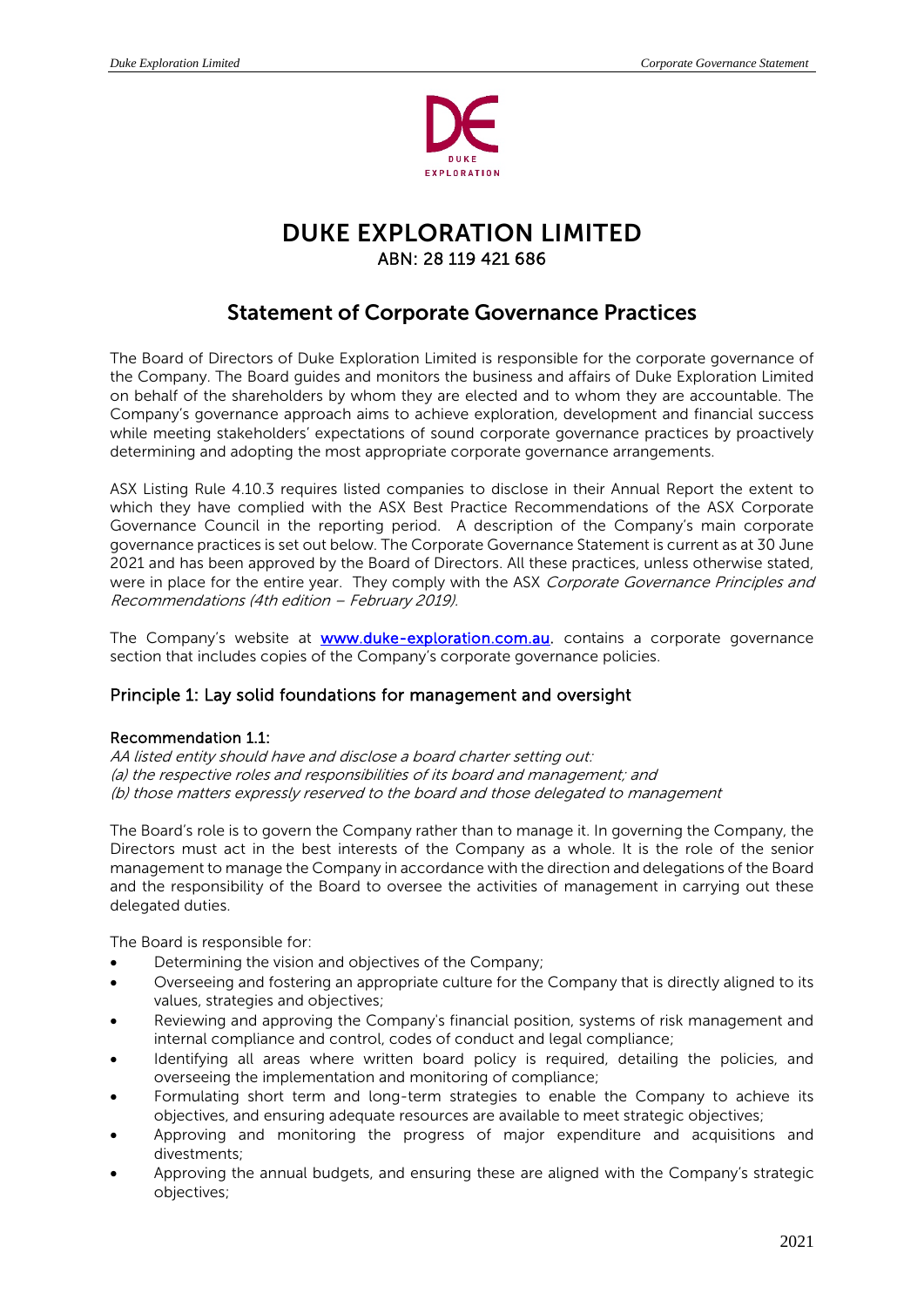# DUKE EXPLORATION LIMITED

ABN: 28 119 421 686

## Statement of Corporate Governance Practices

The Board of Directors of Duke Exploration Limited is responsible for the corporate governance of the Company. The Board guides and monitors the business and affairs of Duke Exploration Limited on behalf of the shareholders by whom they are elected and to whom they are accountable. The Company's governance approach aims to achieve exploration, development and financial success while meeting stakeholders' expectations of sound corporate governance practices by proactively determining and adopting the most appropriate corporate governance arrangements.

ASX Listing Rule 4.10.3 requires listed companies to disclose in their Annual Report the extent to which they have complied with the ASX Best Practice Recommendations of the ASX Corporate Governance Council in the reporting period. A description of the Company's main corporate governance practices is set out below. The Corporate Governance Statement is current as at 30 June 2021 and has been approved by the Board of Directors. All these practices, unless otherwise stated, were in place for the entire year. They comply with the ASX *Corporate Governance Principles and Recommendations (4th edition – February 2019)*.

The Company's website at **www.duke-exploration.com.au**, contains a corporate governance section that includes copies of the Company's corporate governance policies.

### Principle 1: Lay solid foundations for management and oversight

#### Recommendation 1.1:

*AA listed entity should have and disclose a board charter setting out:*
*(a) the respective roles and responsibilities of its board and management; and*
*(b) those matters expressly reserved to the board and those delegated to management*

The Board's role is to govern the Company rather than to manage it. In governing the Company, the Directors must act in the best interests of the Company as a whole. It is the role of the senior management to manage the Company in accordance with the direction and delegations of the Board and the responsibility of the Board to oversee the activities of management in carrying out these delegated duties.

The Board is responsible for:

- Determining the vision and objectives of the Company;
- Overseeing and fostering an appropriate culture for the Company that is directly aligned to its values, strategies and objectives;
- Reviewing and approving the Company's financial position, systems of risk management and internal compliance and control, codes of conduct and legal compliance;
- Identifying all areas where written board policy is required, detailing the policies, and overseeing the implementation and monitoring of compliance;
- Formulating short term and long-term strategies to enable the Company to achieve its objectives, and ensuring adequate resources are available to meet strategic objectives;
- Approving and monitoring the progress of major expenditure and acquisitions and divestments;
- Approving the annual budgets, and ensuring these are aligned with the Company's strategic objectives;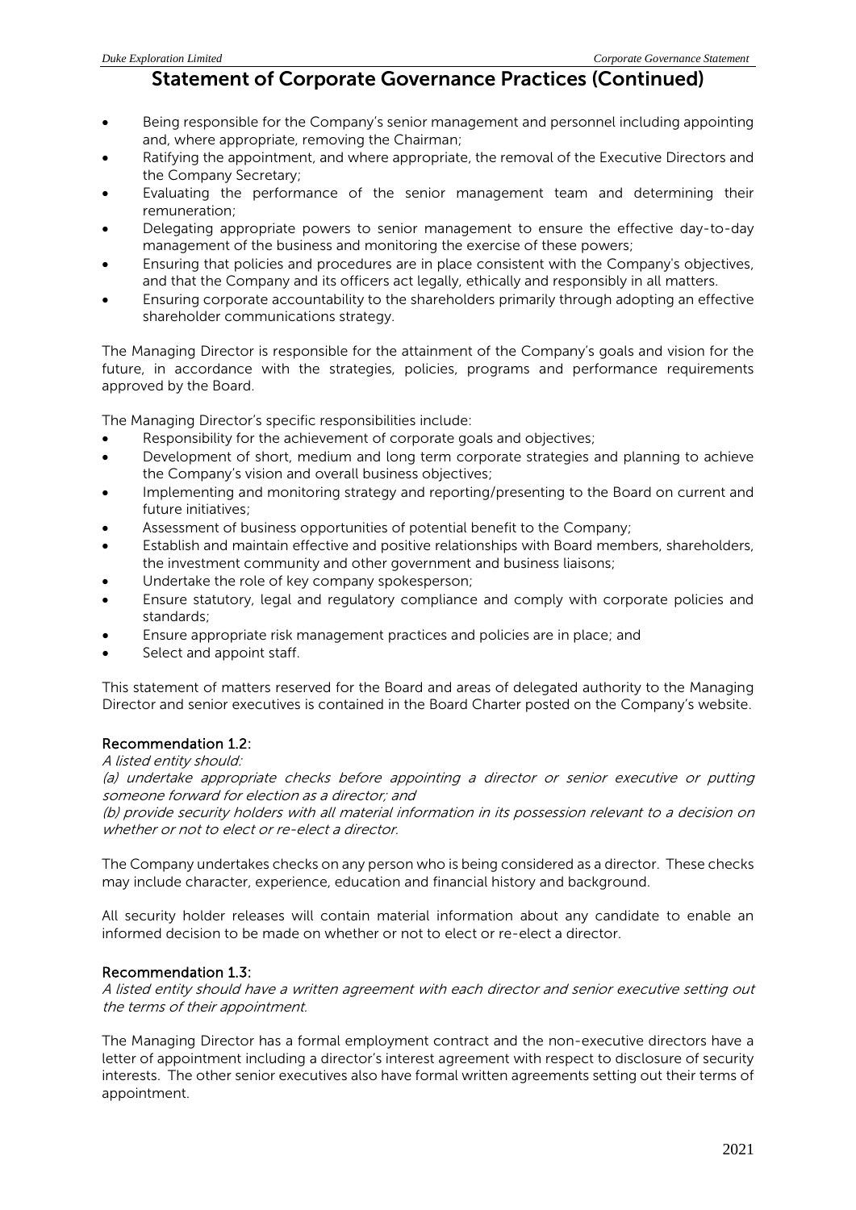## Statement of Corporate Governance Practices (Continued)

- Being responsible for the Company's senior management and personnel including appointing and, where appropriate, removing the Chairman;
- Ratifying the appointment, and where appropriate, the removal of the Executive Directors and the Company Secretary;
- Evaluating the performance of the senior management team and determining their remuneration;
- Delegating appropriate powers to senior management to ensure the effective day-to-day management of the business and monitoring the exercise of these powers;
- Ensuring that policies and procedures are in place consistent with the Company's objectives, and that the Company and its officers act legally, ethically and responsibly in all matters.
- Ensuring corporate accountability to the shareholders primarily through adopting an effective shareholder communications strategy.

The Managing Director is responsible for the attainment of the Company's goals and vision for the future, in accordance with the strategies, policies, programs and performance requirements approved by the Board.

The Managing Director's specific responsibilities include:

- Responsibility for the achievement of corporate goals and objectives;
- Development of short, medium and long term corporate strategies and planning to achieve the Company's vision and overall business objectives;
- Implementing and monitoring strategy and reporting/presenting to the Board on current and future initiatives;
- Assessment of business opportunities of potential benefit to the Company;
- Establish and maintain effective and positive relationships with Board members, shareholders, the investment community and other government and business liaisons;
- Undertake the role of key company spokesperson;
- Ensure statutory, legal and regulatory compliance and comply with corporate policies and standards;
- Ensure appropriate risk management practices and policies are in place; and
- Select and appoint staff.

This statement of matters reserved for the Board and areas of delegated authority to the Managing Director and senior executives is contained in the Board Charter posted on the Company's website.

### Recommendation 1.2:

*A listed entity should:*
*(a) undertake appropriate checks before appointing a director or senior executive or putting someone forward for election as a director; and*
*(b) provide security holders with all material information in its possession relevant to a decision on whether or not to elect or re-elect a director.*

The Company undertakes checks on any person who is being considered as a director. These checks may include character, experience, education and financial history and background.

All security holder releases will contain material information about any candidate to enable an informed decision to be made on whether or not to elect or re-elect a director.

### Recommendation 1.3:

*A listed entity should have a written agreement with each director and senior executive setting out the terms of their appointment.*

The Managing Director has a formal employment contract and the non-executive directors have a letter of appointment including a director's interest agreement with respect to disclosure of security interests. The other senior executives also have formal written agreements setting out their terms of appointment.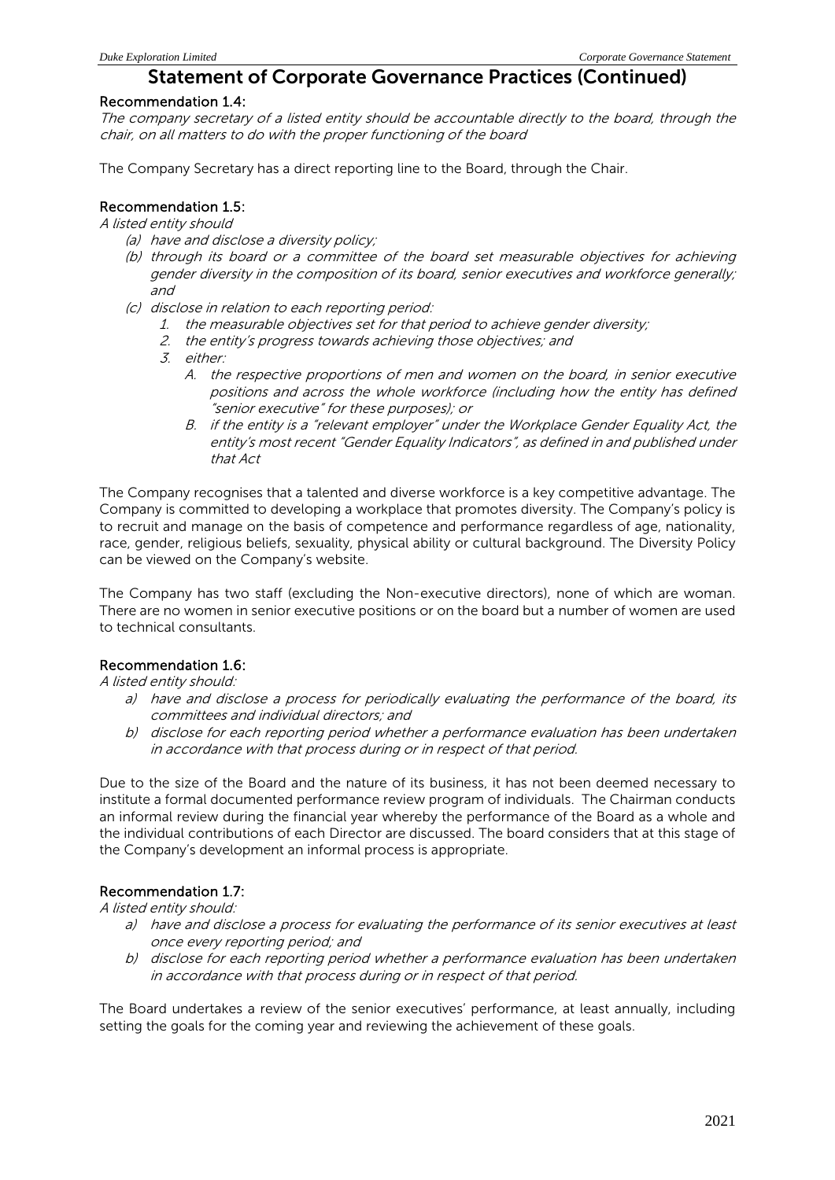# Statement of Corporate Governance Practices (Continued)

### Recommendation 1.4:

*The company secretary of a listed entity should be accountable directly to the board, through the chair, on all matters to do with the proper functioning of the board*

The Company Secretary has a direct reporting line to the Board, through the Chair.

### Recommendation 1.5:

*A listed entity should*

- *(a) have and disclose a diversity policy;*
- *(b) through its board or a committee of the board set measurable objectives for achieving gender diversity in the composition of its board, senior executives and workforce generally; and*
- *(c) disclose in relation to each reporting period:*
  1. *the measurable objectives set for that period to achieve gender diversity;*
  2. *the entity's progress towards achieving those objectives; and*
  3. *either:*
     - *A. the respective proportions of men and women on the board, in senior executive positions and across the whole workforce (including how the entity has defined "senior executive" for these purposes); or*
     - *B. if the entity is a "relevant employer" under the Workplace Gender Equality Act, the entity's most recent "Gender Equality Indicators", as defined in and published under that Act*

The Company recognises that a talented and diverse workforce is a key competitive advantage. The Company is committed to developing a workplace that promotes diversity. The Company's policy is to recruit and manage on the basis of competence and performance regardless of age, nationality, race, gender, religious beliefs, sexuality, physical ability or cultural background. The Diversity Policy can be viewed on the Company's website.

The Company has two staff (excluding the Non-executive directors), none of which are woman. There are no women in senior executive positions or on the board but a number of women are used to technical consultants.

### Recommendation 1.6:

*A listed entity should:*

- *a) have and disclose a process for periodically evaluating the performance of the board, its committees and individual directors; and*
- *b) disclose for each reporting period whether a performance evaluation has been undertaken in accordance with that process during or in respect of that period.*

Due to the size of the Board and the nature of its business, it has not been deemed necessary to institute a formal documented performance review program of individuals. The Chairman conducts an informal review during the financial year whereby the performance of the Board as a whole and the individual contributions of each Director are discussed. The board considers that at this stage of the Company's development an informal process is appropriate.

### Recommendation 1.7:

*A listed entity should:*

- *a) have and disclose a process for evaluating the performance of its senior executives at least once every reporting period; and*
- *b) disclose for each reporting period whether a performance evaluation has been undertaken in accordance with that process during or in respect of that period.*

The Board undertakes a review of the senior executives' performance, at least annually, including setting the goals for the coming year and reviewing the achievement of these goals.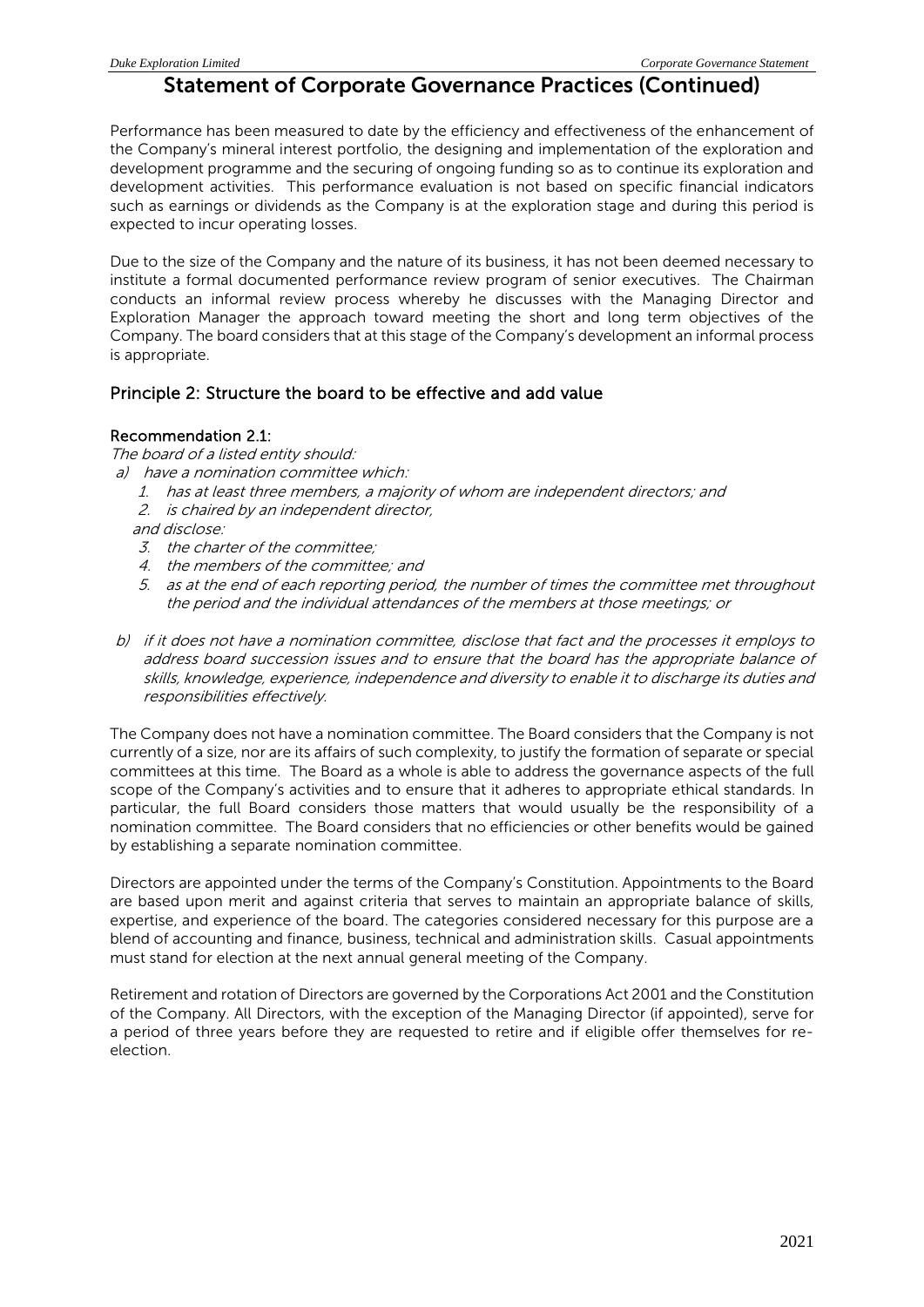## Statement of Corporate Governance Practices (Continued)

Performance has been measured to date by the efficiency and effectiveness of the enhancement of the Company's mineral interest portfolio, the designing and implementation of the exploration and development programme and the securing of ongoing funding so as to continue its exploration and development activities. This performance evaluation is not based on specific financial indicators such as earnings or dividends as the Company is at the exploration stage and during this period is expected to incur operating losses.

Due to the size of the Company and the nature of its business, it has not been deemed necessary to institute a formal documented performance review program of senior executives. The Chairman conducts an informal review process whereby he discusses with the Managing Director and Exploration Manager the approach toward meeting the short and long term objectives of the Company. The board considers that at this stage of the Company's development an informal process is appropriate.

### Principle 2: Structure the board to be effective and add value

#### Recommendation 2.1:

*The board of a listed entity should:*

*a) have a nomination committee which:*

1. *has at least three members, a majority of whom are independent directors; and*
2. *is chaired by an independent director,*

*and disclose:*

3. *the charter of the committee;*
4. *the members of the committee; and*
5. *as at the end of each reporting period, the number of times the committee met throughout the period and the individual attendances of the members at those meetings; or*

*b) if it does not have a nomination committee, disclose that fact and the processes it employs to address board succession issues and to ensure that the board has the appropriate balance of skills, knowledge, experience, independence and diversity to enable it to discharge its duties and responsibilities effectively.*

The Company does not have a nomination committee. The Board considers that the Company is not currently of a size, nor are its affairs of such complexity, to justify the formation of separate or special committees at this time. The Board as a whole is able to address the governance aspects of the full scope of the Company's activities and to ensure that it adheres to appropriate ethical standards. In particular, the full Board considers those matters that would usually be the responsibility of a nomination committee. The Board considers that no efficiencies or other benefits would be gained by establishing a separate nomination committee.

Directors are appointed under the terms of the Company's Constitution. Appointments to the Board are based upon merit and against criteria that serves to maintain an appropriate balance of skills, expertise, and experience of the board. The categories considered necessary for this purpose are a blend of accounting and finance, business, technical and administration skills. Casual appointments must stand for election at the next annual general meeting of the Company.

Retirement and rotation of Directors are governed by the Corporations Act 2001 and the Constitution of the Company. All Directors, with the exception of the Managing Director (if appointed), serve for a period of three years before they are requested to retire and if eligible offer themselves for re-election.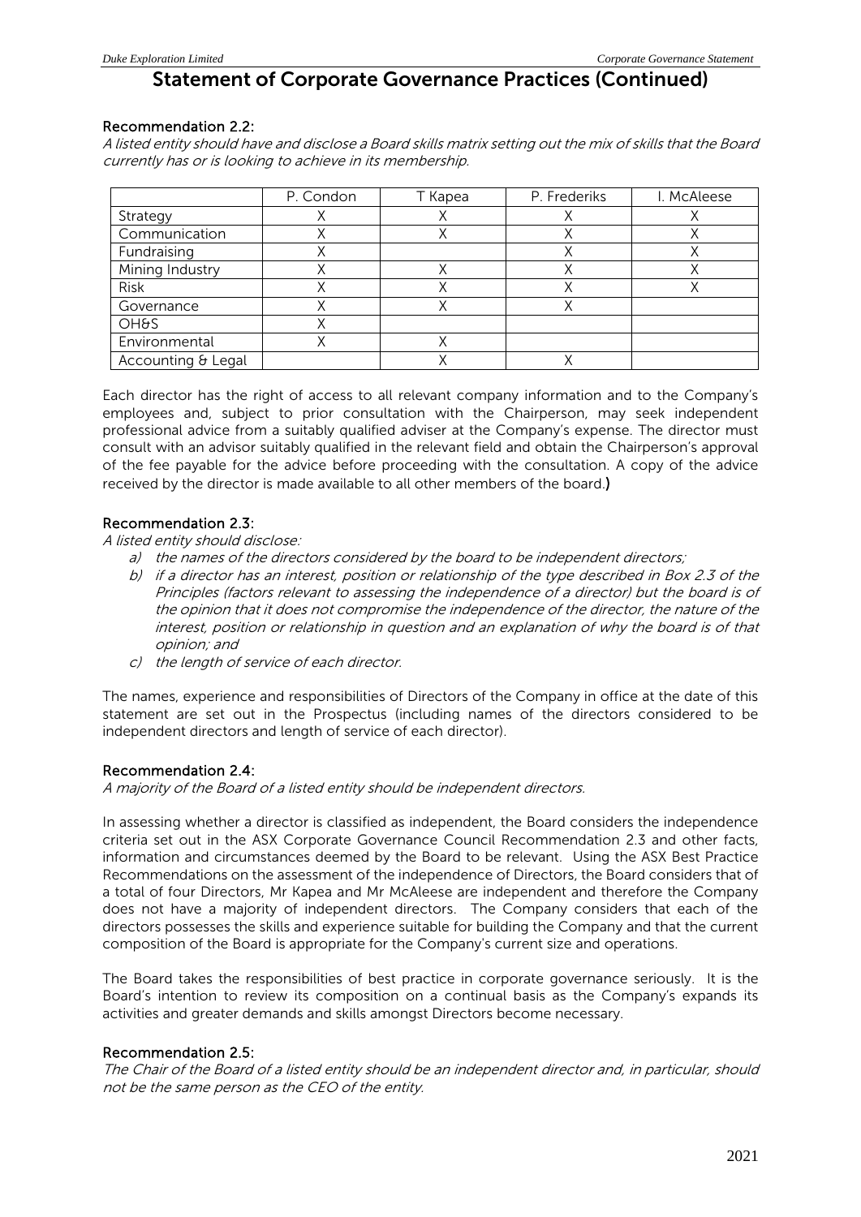## Statement of Corporate Governance Practices (Continued)

### Recommendation 2.2:

*A listed entity should have and disclose a Board skills matrix setting out the mix of skills that the Board currently has or is looking to achieve in its membership.*

| | P. Condon | T Kapea | P. Frederiks | I. McAleese |
|---|---|---|---|---|
| Strategy | X | X | X | X |
| Communication | X | X | X | X |
| Fundraising | X | | X | X |
| Mining Industry | X | X | X | X |
| Risk | X | X | X | X |
| Governance | X | X | X | |
| OH&S | X | | | |
| Environmental | X | X | | |
| Accounting & Legal | | X | X | |

Each director has the right of access to all relevant company information and to the Company's employees and, subject to prior consultation with the Chairperson, may seek independent professional advice from a suitably qualified adviser at the Company's expense. The director must consult with an advisor suitably qualified in the relevant field and obtain the Chairperson's approval of the fee payable for the advice before proceeding with the consultation. A copy of the advice received by the director is made available to all other members of the board.)

### Recommendation 2.3:

*A listed entity should disclose:*

*a) the names of the directors considered by the board to be independent directors;*

*b) if a director has an interest, position or relationship of the type described in Box 2.3 of the Principles (factors relevant to assessing the independence of a director) but the board is of the opinion that it does not compromise the independence of the director, the nature of the interest, position or relationship in question and an explanation of why the board is of that opinion; and*

*c) the length of service of each director.*

The names, experience and responsibilities of Directors of the Company in office at the date of this statement are set out in the Prospectus (including names of the directors considered to be independent directors and length of service of each director).

### Recommendation 2.4:

*A majority of the Board of a listed entity should be independent directors.*

In assessing whether a director is classified as independent, the Board considers the independence criteria set out in the ASX Corporate Governance Council Recommendation 2.3 and other facts, information and circumstances deemed by the Board to be relevant. Using the ASX Best Practice Recommendations on the assessment of the independence of Directors, the Board considers that of a total of four Directors, Mr Kapea and Mr McAleese are independent and therefore the Company does not have a majority of independent directors. The Company considers that each of the directors possesses the skills and experience suitable for building the Company and that the current composition of the Board is appropriate for the Company's current size and operations.

The Board takes the responsibilities of best practice in corporate governance seriously. It is the Board's intention to review its composition on a continual basis as the Company's expands its activities and greater demands and skills amongst Directors become necessary.

### Recommendation 2.5:

*The Chair of the Board of a listed entity should be an independent director and, in particular, should not be the same person as the CEO of the entity.*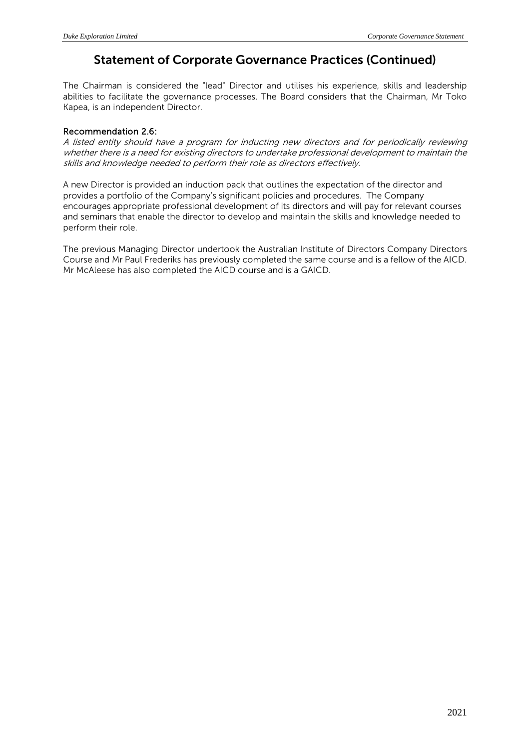# Statement of Corporate Governance Practices (Continued)

The Chairman is considered the "lead" Director and utilises his experience, skills and leadership abilities to facilitate the governance processes. The Board considers that the Chairman, Mr Toko Kapea, is an independent Director.

**Recommendation 2.6:**

*A listed entity should have a program for inducting new directors and for periodically reviewing whether there is a need for existing directors to undertake professional development to maintain the skills and knowledge needed to perform their role as directors effectively.*

A new Director is provided an induction pack that outlines the expectation of the director and provides a portfolio of the Company's significant policies and procedures. The Company encourages appropriate professional development of its directors and will pay for relevant courses and seminars that enable the director to develop and maintain the skills and knowledge needed to perform their role.

The previous Managing Director undertook the Australian Institute of Directors Company Directors Course and Mr Paul Frederiks has previously completed the same course and is a fellow of the AICD. Mr McAleese has also completed the AICD course and is a GAICD.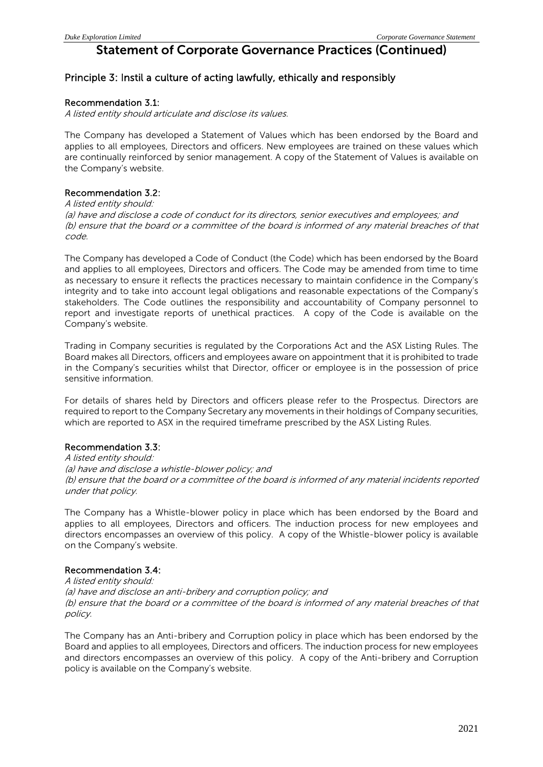## Statement of Corporate Governance Practices (Continued)

### Principle 3: Instil a culture of acting lawfully, ethically and responsibly

#### Recommendation 3.1:

*A listed entity should articulate and disclose its values.*

The Company has developed a Statement of Values which has been endorsed by the Board and applies to all employees, Directors and officers. New employees are trained on these values which are continually reinforced by senior management. A copy of the Statement of Values is available on the Company's website.

#### Recommendation 3.2:

*A listed entity should:*
*(a) have and disclose a code of conduct for its directors, senior executives and employees; and*
*(b) ensure that the board or a committee of the board is informed of any material breaches of that code.*

The Company has developed a Code of Conduct (the Code) which has been endorsed by the Board and applies to all employees, Directors and officers. The Code may be amended from time to time as necessary to ensure it reflects the practices necessary to maintain confidence in the Company's integrity and to take into account legal obligations and reasonable expectations of the Company's stakeholders. The Code outlines the responsibility and accountability of Company personnel to report and investigate reports of unethical practices. A copy of the Code is available on the Company's website.

Trading in Company securities is regulated by the Corporations Act and the ASX Listing Rules. The Board makes all Directors, officers and employees aware on appointment that it is prohibited to trade in the Company's securities whilst that Director, officer or employee is in the possession of price sensitive information.

For details of shares held by Directors and officers please refer to the Prospectus. Directors are required to report to the Company Secretary any movements in their holdings of Company securities, which are reported to ASX in the required timeframe prescribed by the ASX Listing Rules.

#### Recommendation 3.3:

*A listed entity should:*
*(a) have and disclose a whistle-blower policy; and*
*(b) ensure that the board or a committee of the board is informed of any material incidents reported under that policy.*

The Company has a Whistle-blower policy in place which has been endorsed by the Board and applies to all employees, Directors and officers. The induction process for new employees and directors encompasses an overview of this policy. A copy of the Whistle-blower policy is available on the Company's website.

#### Recommendation 3.4:

*A listed entity should:*
*(a) have and disclose an anti-bribery and corruption policy; and*
*(b) ensure that the board or a committee of the board is informed of any material breaches of that policy.*

The Company has an Anti-bribery and Corruption policy in place which has been endorsed by the Board and applies to all employees, Directors and officers. The induction process for new employees and directors encompasses an overview of this policy. A copy of the Anti-bribery and Corruption policy is available on the Company's website.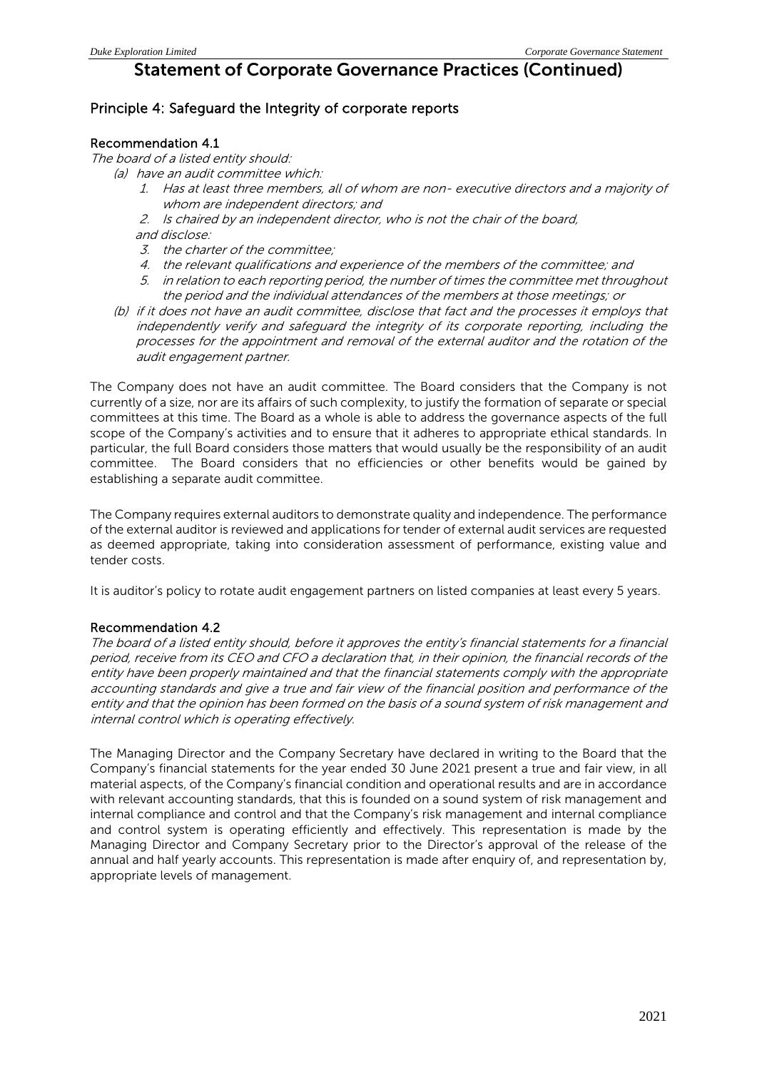# Statement of Corporate Governance Practices (Continued)

## Principle 4: Safeguard the Integrity of corporate reports

### Recommendation 4.1

*The board of a listed entity should:*

*(a) have an audit committee which:*

*1. Has at least three members, all of whom are non- executive directors and a majority of whom are independent directors; and*

*2. Is chaired by an independent director, who is not the chair of the board,*

*and disclose:*

*3. the charter of the committee;*

*4. the relevant qualifications and experience of the members of the committee; and*

*5. in relation to each reporting period, the number of times the committee met throughout the period and the individual attendances of the members at those meetings; or*

*(b) if it does not have an audit committee, disclose that fact and the processes it employs that independently verify and safeguard the integrity of its corporate reporting, including the processes for the appointment and removal of the external auditor and the rotation of the audit engagement partner.*

The Company does not have an audit committee. The Board considers that the Company is not currently of a size, nor are its affairs of such complexity, to justify the formation of separate or special committees at this time. The Board as a whole is able to address the governance aspects of the full scope of the Company's activities and to ensure that it adheres to appropriate ethical standards. In particular, the full Board considers those matters that would usually be the responsibility of an audit committee. The Board considers that no efficiencies or other benefits would be gained by establishing a separate audit committee.

The Company requires external auditors to demonstrate quality and independence. The performance of the external auditor is reviewed and applications for tender of external audit services are requested as deemed appropriate, taking into consideration assessment of performance, existing value and tender costs.

It is auditor's policy to rotate audit engagement partners on listed companies at least every 5 years.

### Recommendation 4.2

*The board of a listed entity should, before it approves the entity's financial statements for a financial period, receive from its CEO and CFO a declaration that, in their opinion, the financial records of the entity have been properly maintained and that the financial statements comply with the appropriate accounting standards and give a true and fair view of the financial position and performance of the entity and that the opinion has been formed on the basis of a sound system of risk management and internal control which is operating effectively.*

The Managing Director and the Company Secretary have declared in writing to the Board that the Company's financial statements for the year ended 30 June 2021 present a true and fair view, in all material aspects, of the Company's financial condition and operational results and are in accordance with relevant accounting standards, that this is founded on a sound system of risk management and internal compliance and control and that the Company's risk management and internal compliance and control system is operating efficiently and effectively. This representation is made by the Managing Director and Company Secretary prior to the Director's approval of the release of the annual and half yearly accounts. This representation is made after enquiry of, and representation by, appropriate levels of management.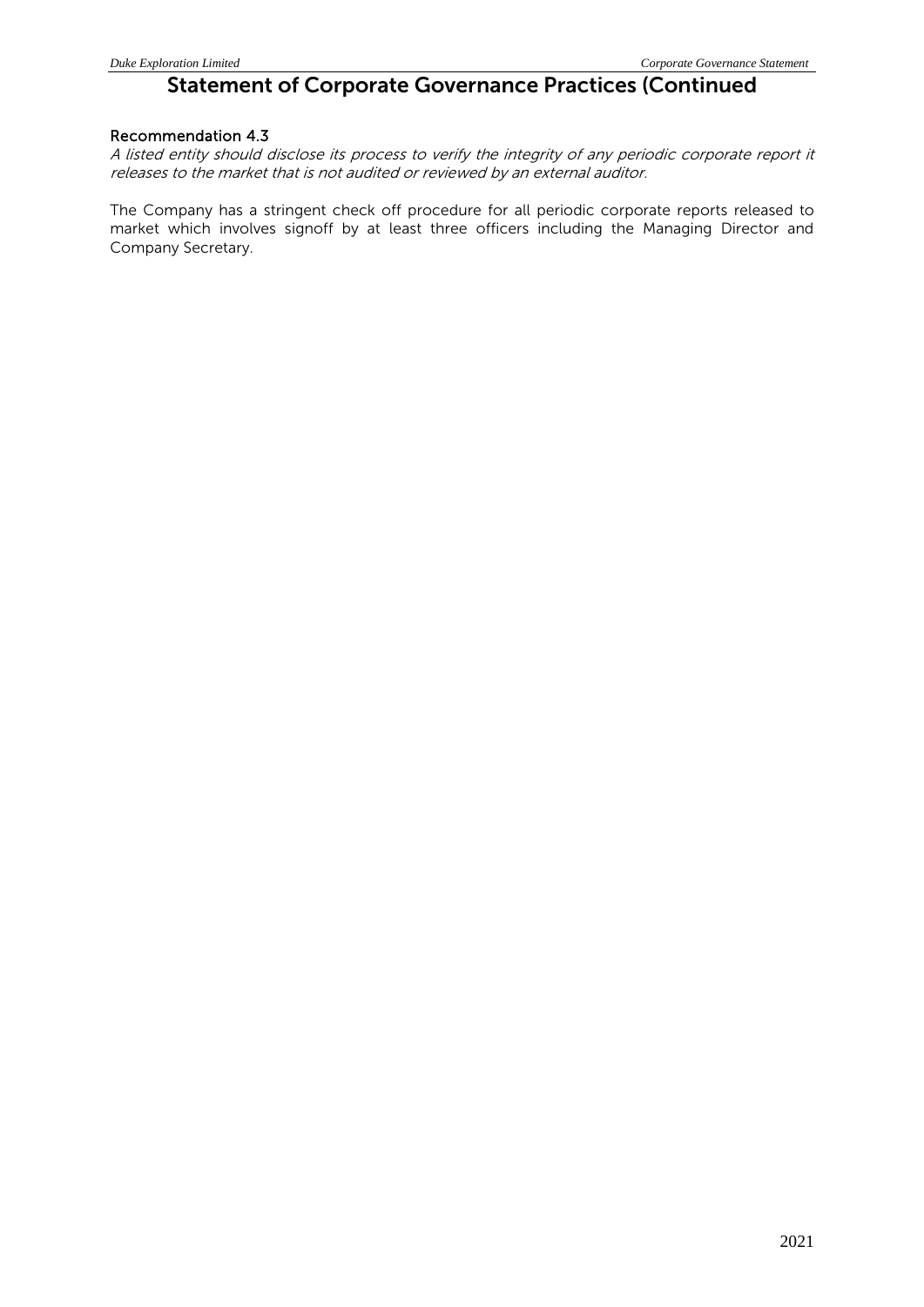## Statement of Corporate Governance Practices (Continued

### Recommendation 4.3

*A listed entity should disclose its process to verify the integrity of any periodic corporate report it releases to the market that is not audited or reviewed by an external auditor.*

The Company has a stringent check off procedure for all periodic corporate reports released to market which involves signoff by at least three officers including the Managing Director and Company Secretary.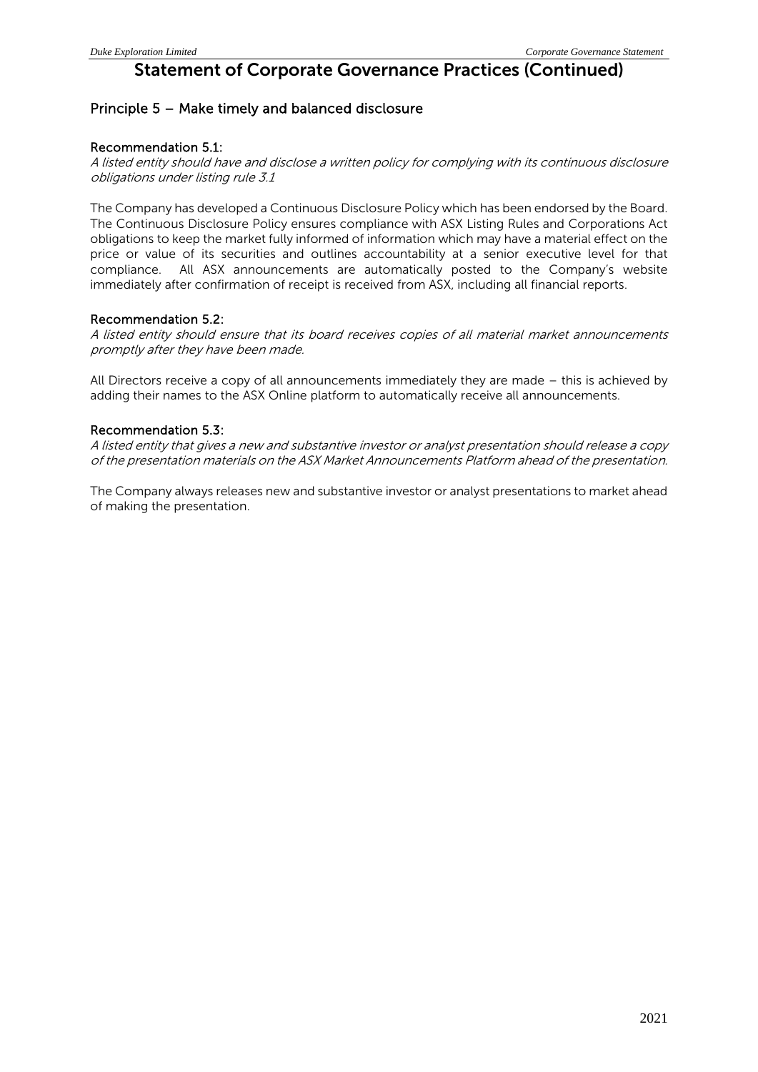# Statement of Corporate Governance Practices (Continued)

## Principle 5 – Make timely and balanced disclosure

### Recommendation 5.1:

*A listed entity should have and disclose a written policy for complying with its continuous disclosure obligations under listing rule 3.1*

The Company has developed a Continuous Disclosure Policy which has been endorsed by the Board. The Continuous Disclosure Policy ensures compliance with ASX Listing Rules and Corporations Act obligations to keep the market fully informed of information which may have a material effect on the price or value of its securities and outlines accountability at a senior executive level for that compliance. All ASX announcements are automatically posted to the Company's website immediately after confirmation of receipt is received from ASX, including all financial reports.

### Recommendation 5.2:

*A listed entity should ensure that its board receives copies of all material market announcements promptly after they have been made.*

All Directors receive a copy of all announcements immediately they are made – this is achieved by adding their names to the ASX Online platform to automatically receive all announcements.

### Recommendation 5.3:

*A listed entity that gives a new and substantive investor or analyst presentation should release a copy of the presentation materials on the ASX Market Announcements Platform ahead of the presentation.*

The Company always releases new and substantive investor or analyst presentations to market ahead of making the presentation.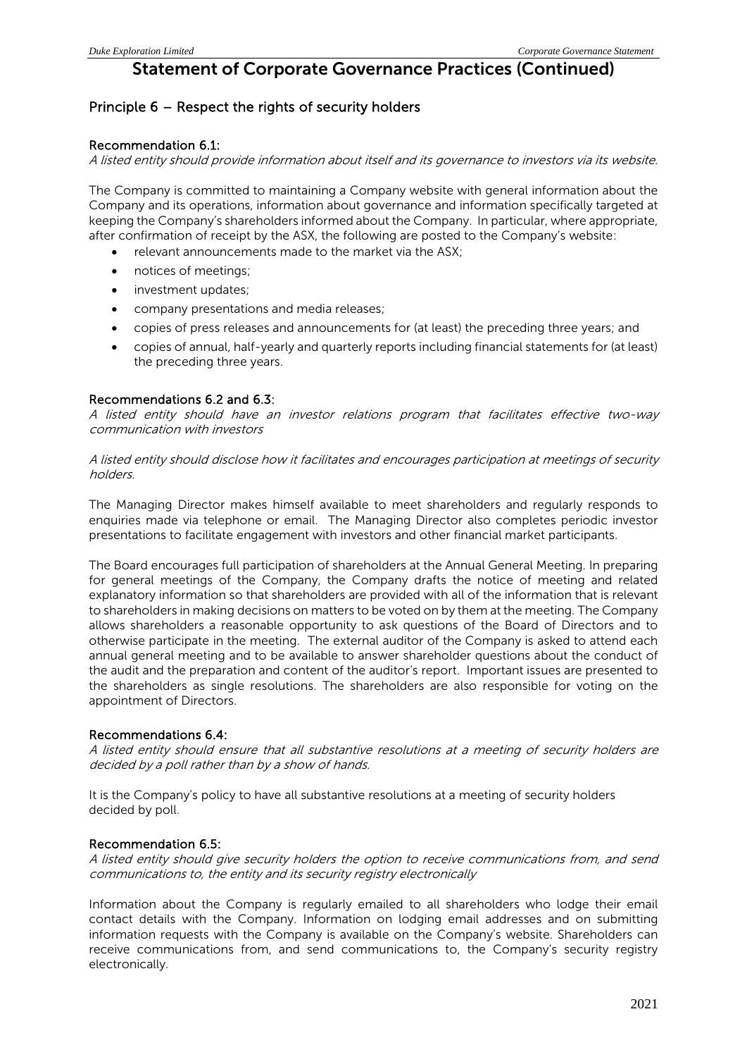# Statement of Corporate Governance Practices (Continued)

## Principle 6 – Respect the rights of security holders

### Recommendation 6.1:

*A listed entity should provide information about itself and its governance to investors via its website.*

The Company is committed to maintaining a Company website with general information about the Company and its operations, information about governance and information specifically targeted at keeping the Company's shareholders informed about the Company. In particular, where appropriate, after confirmation of receipt by the ASX, the following are posted to the Company's website:

- relevant announcements made to the market via the ASX;
- notices of meetings;
- investment updates;
- company presentations and media releases;
- copies of press releases and announcements for (at least) the preceding three years; and
- copies of annual, half-yearly and quarterly reports including financial statements for (at least) the preceding three years.

### Recommendations 6.2 and 6.3:

*A listed entity should have an investor relations program that facilitates effective two-way communication with investors*

*A listed entity should disclose how it facilitates and encourages participation at meetings of security holders.*

The Managing Director makes himself available to meet shareholders and regularly responds to enquiries made via telephone or email. The Managing Director also completes periodic investor presentations to facilitate engagement with investors and other financial market participants.

The Board encourages full participation of shareholders at the Annual General Meeting. In preparing for general meetings of the Company, the Company drafts the notice of meeting and related explanatory information so that shareholders are provided with all of the information that is relevant to shareholders in making decisions on matters to be voted on by them at the meeting. The Company allows shareholders a reasonable opportunity to ask questions of the Board of Directors and to otherwise participate in the meeting. The external auditor of the Company is asked to attend each annual general meeting and to be available to answer shareholder questions about the conduct of the audit and the preparation and content of the auditor's report. Important issues are presented to the shareholders as single resolutions. The shareholders are also responsible for voting on the appointment of Directors.

### Recommendations 6.4:

*A listed entity should ensure that all substantive resolutions at a meeting of security holders are decided by a poll rather than by a show of hands.*

It is the Company's policy to have all substantive resolutions at a meeting of security holders decided by poll.

### Recommendation 6.5:

*A listed entity should give security holders the option to receive communications from, and send communications to, the entity and its security registry electronically*

Information about the Company is regularly emailed to all shareholders who lodge their email contact details with the Company. Information on lodging email addresses and on submitting information requests with the Company is available on the Company's website. Shareholders can receive communications from, and send communications to, the Company's security registry electronically.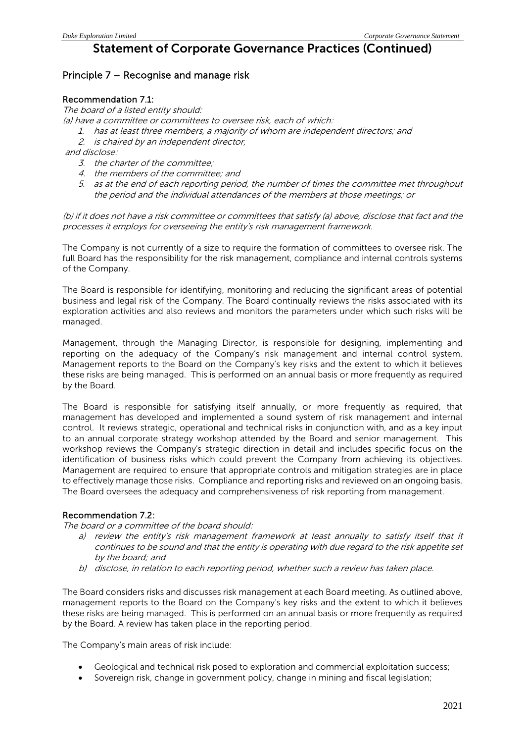# Statement of Corporate Governance Practices (Continued)

## Principle 7 – Recognise and manage risk

### Recommendation 7.1:

*The board of a listed entity should:*

*(a) have a committee or committees to oversee risk, each of which:*

1. *has at least three members, a majority of whom are independent directors; and*
2. *is chaired by an independent director,*

*and disclose:*

3. *the charter of the committee;*
4. *the members of the committee; and*
5. *as at the end of each reporting period, the number of times the committee met throughout the period and the individual attendances of the members at those meetings; or*

*(b) if it does not have a risk committee or committees that satisfy (a) above, disclose that fact and the processes it employs for overseeing the entity's risk management framework.*

The Company is not currently of a size to require the formation of committees to oversee risk. The full Board has the responsibility for the risk management, compliance and internal controls systems of the Company.

The Board is responsible for identifying, monitoring and reducing the significant areas of potential business and legal risk of the Company. The Board continually reviews the risks associated with its exploration activities and also reviews and monitors the parameters under which such risks will be managed.

Management, through the Managing Director, is responsible for designing, implementing and reporting on the adequacy of the Company's risk management and internal control system. Management reports to the Board on the Company's key risks and the extent to which it believes these risks are being managed. This is performed on an annual basis or more frequently as required by the Board.

The Board is responsible for satisfying itself annually, or more frequently as required, that management has developed and implemented a sound system of risk management and internal control. It reviews strategic, operational and technical risks in conjunction with, and as a key input to an annual corporate strategy workshop attended by the Board and senior management. This workshop reviews the Company's strategic direction in detail and includes specific focus on the identification of business risks which could prevent the Company from achieving its objectives. Management are required to ensure that appropriate controls and mitigation strategies are in place to effectively manage those risks. Compliance and reporting risks and reviewed on an ongoing basis. The Board oversees the adequacy and comprehensiveness of risk reporting from management.

### Recommendation 7.2:

*The board or a committee of the board should:*

a) *review the entity's risk management framework at least annually to satisfy itself that it continues to be sound and that the entity is operating with due regard to the risk appetite set by the board; and*
b) *disclose, in relation to each reporting period, whether such a review has taken place.*

The Board considers risks and discusses risk management at each Board meeting. As outlined above, management reports to the Board on the Company's key risks and the extent to which it believes these risks are being managed. This is performed on an annual basis or more frequently as required by the Board. A review has taken place in the reporting period.

The Company's main areas of risk include:

- Geological and technical risk posed to exploration and commercial exploitation success;
- Sovereign risk, change in government policy, change in mining and fiscal legislation;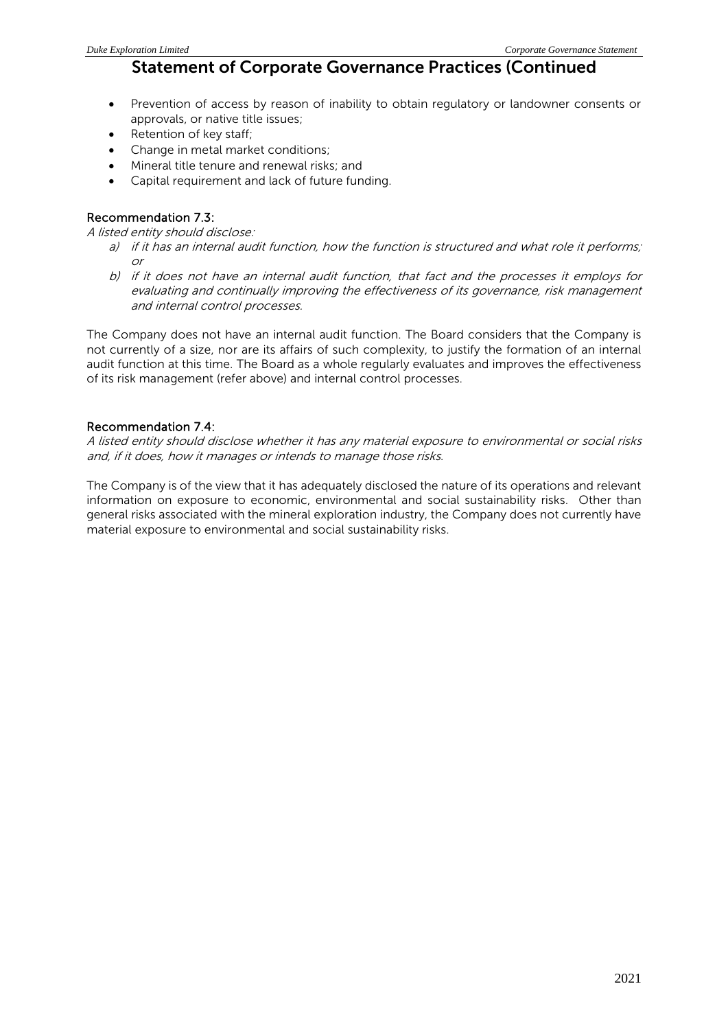## Statement of Corporate Governance Practices (Continued

- Prevention of access by reason of inability to obtain regulatory or landowner consents or approvals, or native title issues;
- Retention of key staff;
- Change in metal market conditions;
- Mineral title tenure and renewal risks; and
- Capital requirement and lack of future funding.

### Recommendation 7.3:

*A listed entity should disclose:*

*a) if it has an internal audit function, how the function is structured and what role it performs; or*

*b) if it does not have an internal audit function, that fact and the processes it employs for evaluating and continually improving the effectiveness of its governance, risk management and internal control processes.*

The Company does not have an internal audit function. The Board considers that the Company is not currently of a size, nor are its affairs of such complexity, to justify the formation of an internal audit function at this time. The Board as a whole regularly evaluates and improves the effectiveness of its risk management (refer above) and internal control processes.

### Recommendation 7.4:

*A listed entity should disclose whether it has any material exposure to environmental or social risks and, if it does, how it manages or intends to manage those risks.*

The Company is of the view that it has adequately disclosed the nature of its operations and relevant information on exposure to economic, environmental and social sustainability risks. Other than general risks associated with the mineral exploration industry, the Company does not currently have material exposure to environmental and social sustainability risks.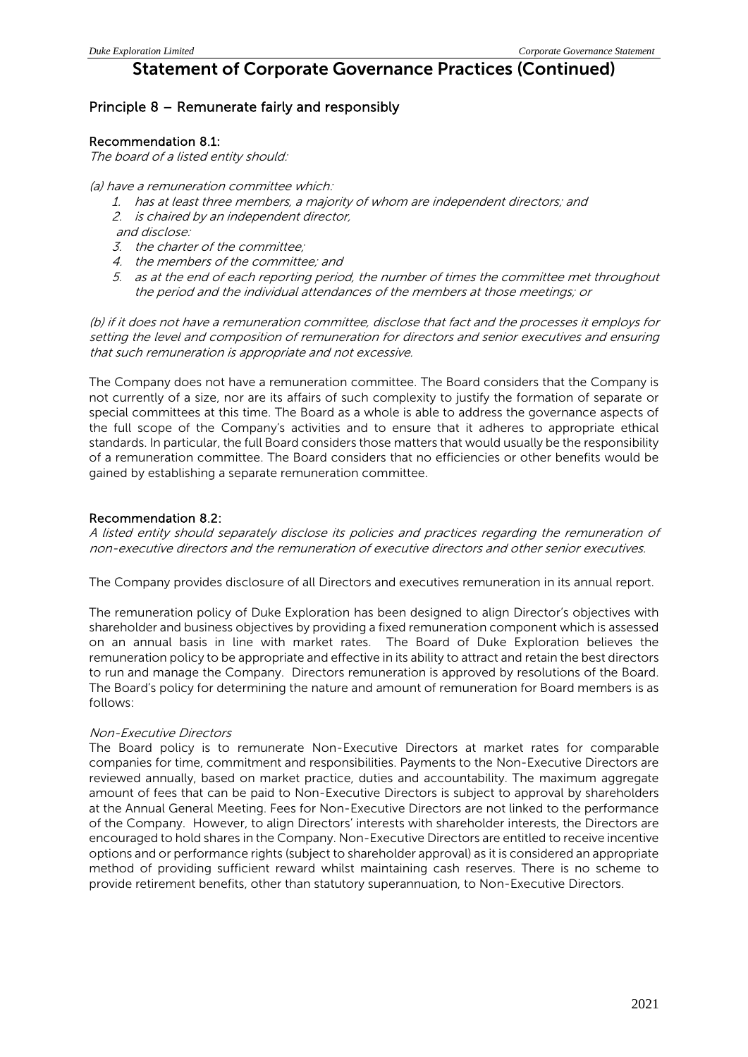## Statement of Corporate Governance Practices (Continued)

### Principle 8 – Remunerate fairly and responsibly

**Recommendation 8.1:**

*The board of a listed entity should:*

*(a) have a remuneration committee which:*

1. *has at least three members, a majority of whom are independent directors; and*
2. *is chaired by an independent director,*

*and disclose:*

3. *the charter of the committee;*
4. *the members of the committee; and*
5. *as at the end of each reporting period, the number of times the committee met throughout the period and the individual attendances of the members at those meetings; or*

*(b) if it does not have a remuneration committee, disclose that fact and the processes it employs for setting the level and composition of remuneration for directors and senior executives and ensuring that such remuneration is appropriate and not excessive.*

The Company does not have a remuneration committee. The Board considers that the Company is not currently of a size, nor are its affairs of such complexity to justify the formation of separate or special committees at this time. The Board as a whole is able to address the governance aspects of the full scope of the Company's activities and to ensure that it adheres to appropriate ethical standards. In particular, the full Board considers those matters that would usually be the responsibility of a remuneration committee. The Board considers that no efficiencies or other benefits would be gained by establishing a separate remuneration committee.

**Recommendation 8.2:**

*A listed entity should separately disclose its policies and practices regarding the remuneration of non-executive directors and the remuneration of executive directors and other senior executives.*

The Company provides disclosure of all Directors and executives remuneration in its annual report.

The remuneration policy of Duke Exploration has been designed to align Director's objectives with shareholder and business objectives by providing a fixed remuneration component which is assessed on an annual basis in line with market rates. The Board of Duke Exploration believes the remuneration policy to be appropriate and effective in its ability to attract and retain the best directors to run and manage the Company. Directors remuneration is approved by resolutions of the Board. The Board's policy for determining the nature and amount of remuneration for Board members is as follows:

*Non-Executive Directors*

The Board policy is to remunerate Non-Executive Directors at market rates for comparable companies for time, commitment and responsibilities. Payments to the Non-Executive Directors are reviewed annually, based on market practice, duties and accountability. The maximum aggregate amount of fees that can be paid to Non-Executive Directors is subject to approval by shareholders at the Annual General Meeting. Fees for Non-Executive Directors are not linked to the performance of the Company. However, to align Directors' interests with shareholder interests, the Directors are encouraged to hold shares in the Company. Non-Executive Directors are entitled to receive incentive options and or performance rights (subject to shareholder approval) as it is considered an appropriate method of providing sufficient reward whilst maintaining cash reserves. There is no scheme to provide retirement benefits, other than statutory superannuation, to Non-Executive Directors.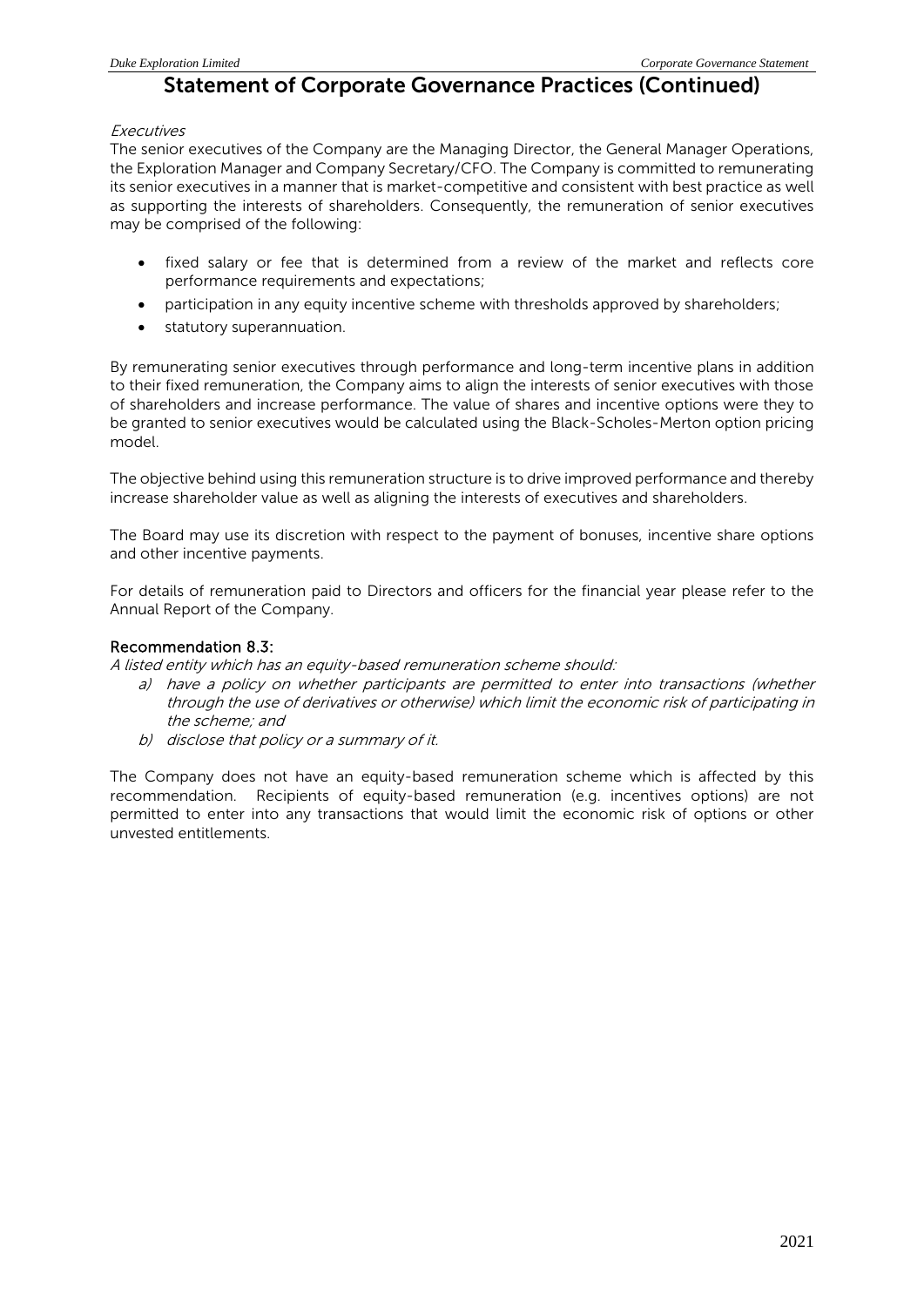# Statement of Corporate Governance Practices (Continued)

*Executives*

The senior executives of the Company are the Managing Director, the General Manager Operations, the Exploration Manager and Company Secretary/CFO. The Company is committed to remunerating its senior executives in a manner that is market-competitive and consistent with best practice as well as supporting the interests of shareholders. Consequently, the remuneration of senior executives may be comprised of the following:

- fixed salary or fee that is determined from a review of the market and reflects core performance requirements and expectations;
- participation in any equity incentive scheme with thresholds approved by shareholders;
- statutory superannuation.

By remunerating senior executives through performance and long-term incentive plans in addition to their fixed remuneration, the Company aims to align the interests of senior executives with those of shareholders and increase performance. The value of shares and incentive options were they to be granted to senior executives would be calculated using the Black-Scholes-Merton option pricing model.

The objective behind using this remuneration structure is to drive improved performance and thereby increase shareholder value as well as aligning the interests of executives and shareholders.

The Board may use its discretion with respect to the payment of bonuses, incentive share options and other incentive payments.

For details of remuneration paid to Directors and officers for the financial year please refer to the Annual Report of the Company.

### Recommendation 8.3:

*A listed entity which has an equity-based remuneration scheme should:*

*a) have a policy on whether participants are permitted to enter into transactions (whether through the use of derivatives or otherwise) which limit the economic risk of participating in the scheme; and*

*b) disclose that policy or a summary of it.*

The Company does not have an equity-based remuneration scheme which is affected by this recommendation. Recipients of equity-based remuneration (e.g. incentives options) are not permitted to enter into any transactions that would limit the economic risk of options or other unvested entitlements.